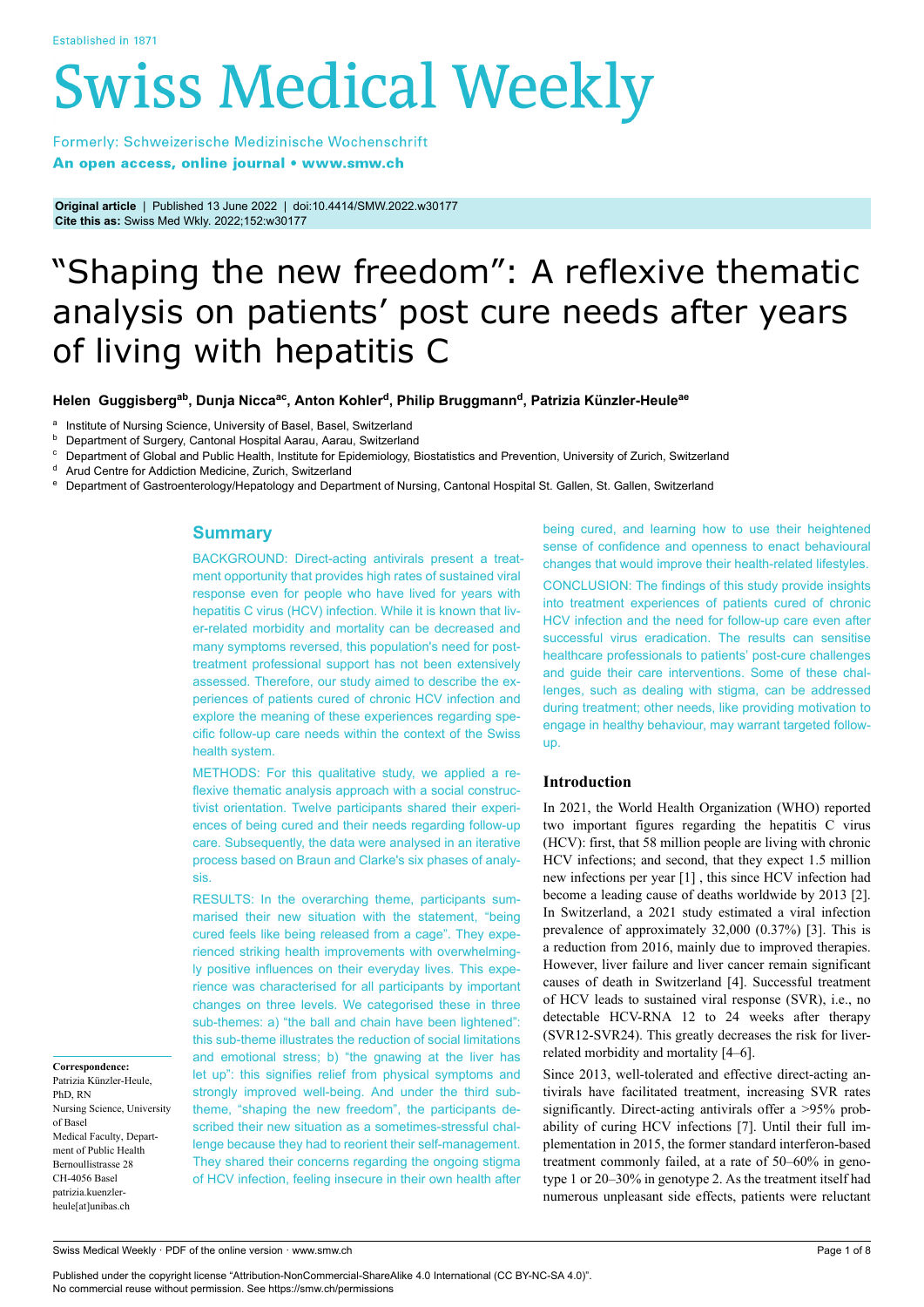Established in 1871

# Swiss Medical Weekly

Formerly: Schweizerische Medizinische Wochenschrift
**An open access, online journal • www.smw.ch**

**Original article** | Published 13 June 2022 | doi:10.4414/SMW.2022.w30177
**Cite this as:** Swiss Med Wkly. 2022;152:w30177

# "Shaping the new freedom": A reflexive thematic analysis on patients' post cure needs after years of living with hepatitis C

**Helen Guggisberg[ab], Dunja Nicca[ac], Anton Kohler[d], Philip Bruggmann[d], Patrizia Künzler-Heule[ae]**

[a] Institute of Nursing Science, University of Basel, Basel, Switzerland
[b] Department of Surgery, Cantonal Hospital Aarau, Aarau, Switzerland
[c] Department of Global and Public Health, Institute for Epidemiology, Biostatistics and Prevention, University of Zurich, Switzerland
[d] Arud Centre for Addiction Medicine, Zurich, Switzerland
[e] Department of Gastroenterology/Hepatology and Department of Nursing, Cantonal Hospital St. Gallen, St. Gallen, Switzerland

## Summary

BACKGROUND: Direct-acting antivirals present a treatment opportunity that provides high rates of sustained viral response even for people who have lived for years with hepatitis C virus (HCV) infection. While it is known that liver-related morbidity and mortality can be decreased and many symptoms reversed, this population's need for post-treatment professional support has not been extensively assessed. Therefore, our study aimed to describe the experiences of patients cured of chronic HCV infection and explore the meaning of these experiences regarding specific follow-up care needs within the context of the Swiss health system.

METHODS: For this qualitative study, we applied a reflexive thematic analysis approach with a social constructivist orientation. Twelve participants shared their experiences of being cured and their needs regarding follow-up care. Subsequently, the data were analysed in an iterative process based on Braun and Clarke's six phases of analysis.

RESULTS: In the overarching theme, participants summarised their new situation with the statement, "being cured feels like being released from a cage". They experienced striking health improvements with overwhelmingly positive influences on their everyday lives. This experience was characterised for all participants by important changes on three levels. We categorised these in three sub-themes: a) "the ball and chain have been lightened": this sub-theme illustrates the reduction of social limitations and emotional stress; b) "the gnawing at the liver has let up": this signifies relief from physical symptoms and strongly improved well-being. And under the third sub-theme, "shaping the new freedom", the participants described their new situation as a sometimes-stressful challenge because they had to reorient their self-management. They shared their concerns regarding the ongoing stigma of HCV infection, feeling insecure in their own health after being cured, and learning how to use their heightened sense of confidence and openness to enact behavioural changes that would improve their health-related lifestyles.

CONCLUSION: The findings of this study provide insights into treatment experiences of patients cured of chronic HCV infection and the need for follow-up care even after successful virus eradication. The results can sensitise healthcare professionals to patients' post-cure challenges and guide their care interventions. Some of these challenges, such as dealing with stigma, can be addressed during treatment; other needs, like providing motivation to engage in healthy behaviour, may warrant targeted follow-up.

**Correspondence:**
Patrizia Künzler-Heule, PhD, RN
Nursing Science, University of Basel
Medical Faculty, Department of Public Health
Bernoullistrasse 28
CH-4056 Basel
patrizia.kuenzler-heule[at]unibas.ch

## Introduction

In 2021, the World Health Organization (WHO) reported two important figures regarding the hepatitis C virus (HCV): first, that 58 million people are living with chronic HCV infections; and second, that they expect 1.5 million new infections per year [1] , this since HCV infection had become a leading cause of deaths worldwide by 2013 [2]. In Switzerland, a 2021 study estimated a viral infection prevalence of approximately 32,000 (0.37%) [3]. This is a reduction from 2016, mainly due to improved therapies. However, liver failure and liver cancer remain significant causes of death in Switzerland [4]. Successful treatment of HCV leads to sustained viral response (SVR), i.e., no detectable HCV-RNA 12 to 24 weeks after therapy (SVR12-SVR24). This greatly decreases the risk for liver-related morbidity and mortality [4–6].

Since 2013, well-tolerated and effective direct-acting antivirals have facilitated treatment, increasing SVR rates significantly. Direct-acting antivirals offer a >95% probability of curing HCV infections [7]. Until their full implementation in 2015, the former standard interferon-based treatment commonly failed, at a rate of 50–60% in genotype 1 or 20–30% in genotype 2. As the treatment itself had numerous unpleasant side effects, patients were reluctant

Published under the copyright license "Attribution-NonCommercial-ShareAlike 4.0 International (CC BY-NC-SA 4.0)".
No commercial reuse without permission. See https://smw.ch/permissions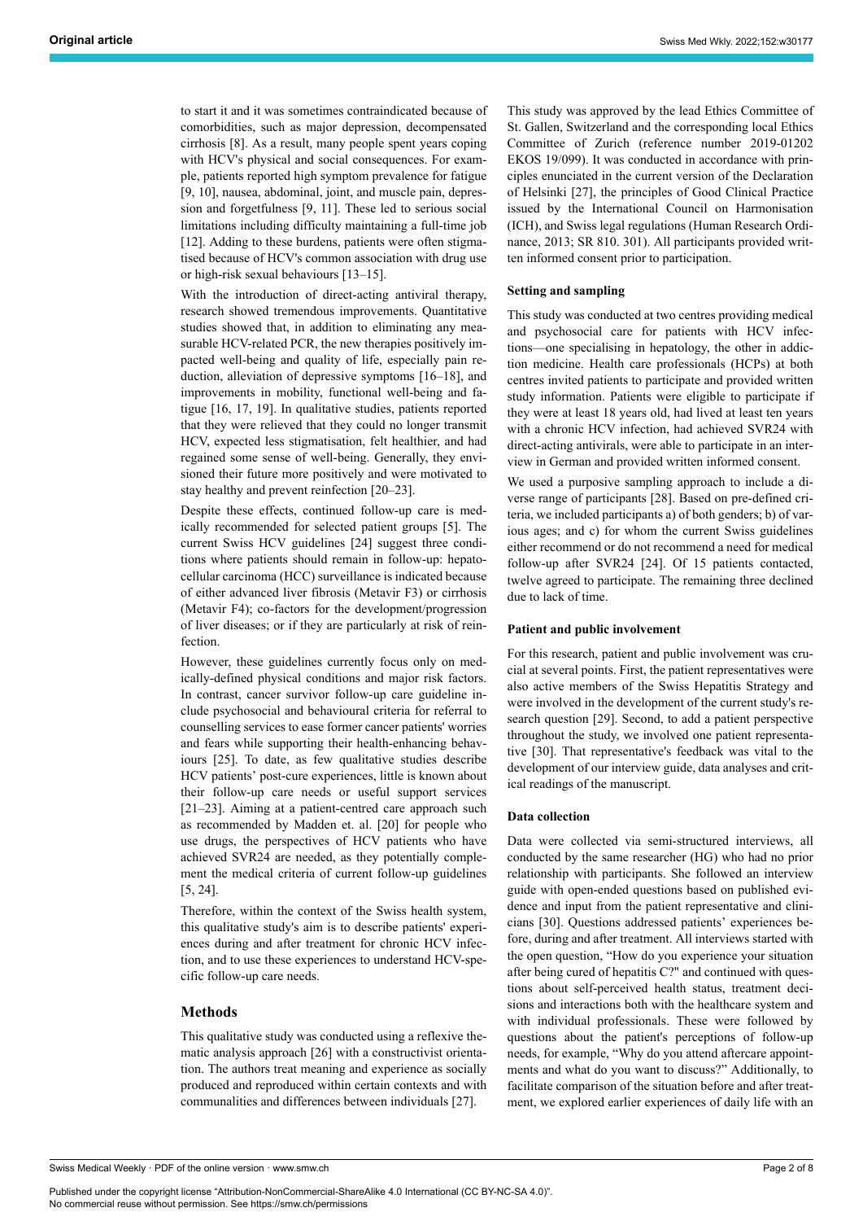to start it and it was sometimes contraindicated because of comorbidities, such as major depression, decompensated cirrhosis [8]. As a result, many people spent years coping with HCV's physical and social consequences. For example, patients reported high symptom prevalence for fatigue [9, 10], nausea, abdominal, joint, and muscle pain, depression and forgetfulness [9, 11]. These led to serious social limitations including difficulty maintaining a full-time job [12]. Adding to these burdens, patients were often stigmatised because of HCV's common association with drug use or high-risk sexual behaviours [13–15].

With the introduction of direct-acting antiviral therapy, research showed tremendous improvements. Quantitative studies showed that, in addition to eliminating any measurable HCV-related PCR, the new therapies positively impacted well-being and quality of life, especially pain reduction, alleviation of depressive symptoms [16–18], and improvements in mobility, functional well-being and fatigue [16, 17, 19]. In qualitative studies, patients reported that they were relieved that they could no longer transmit HCV, expected less stigmatisation, felt healthier, and had regained some sense of well-being. Generally, they envisioned their future more positively and were motivated to stay healthy and prevent reinfection [20–23].

Despite these effects, continued follow-up care is medically recommended for selected patient groups [5]. The current Swiss HCV guidelines [24] suggest three conditions where patients should remain in follow-up: hepatocellular carcinoma (HCC) surveillance is indicated because of either advanced liver fibrosis (Metavir F3) or cirrhosis (Metavir F4); co-factors for the development/progression of liver diseases; or if they are particularly at risk of reinfection.

However, these guidelines currently focus only on medically-defined physical conditions and major risk factors. In contrast, cancer survivor follow-up care guideline include psychosocial and behavioural criteria for referral to counselling services to ease former cancer patients' worries and fears while supporting their health-enhancing behaviours [25]. To date, as few qualitative studies describe HCV patients' post-cure experiences, little is known about their follow-up care needs or useful support services [21–23]. Aiming at a patient-centred care approach such as recommended by Madden et. al. [20] for people who use drugs, the perspectives of HCV patients who have achieved SVR24 are needed, as they potentially complement the medical criteria of current follow-up guidelines [5, 24].

Therefore, within the context of the Swiss health system, this qualitative study's aim is to describe patients' experiences during and after treatment for chronic HCV infection, and to use these experiences to understand HCV-specific follow-up care needs.

## Methods

This qualitative study was conducted using a reflexive thematic analysis approach [26] with a constructivist orientation. The authors treat meaning and experience as socially produced and reproduced within certain contexts and with communalities and differences between individuals [27].

This study was approved by the lead Ethics Committee of St. Gallen, Switzerland and the corresponding local Ethics Committee of Zurich (reference number 2019-01202 EKOS 19/099). It was conducted in accordance with principles enunciated in the current version of the Declaration of Helsinki [27], the principles of Good Clinical Practice issued by the International Council on Harmonisation (ICH), and Swiss legal regulations (Human Research Ordinance, 2013; SR 810. 301). All participants provided written informed consent prior to participation.

### Setting and sampling

This study was conducted at two centres providing medical and psychosocial care for patients with HCV infections—one specialising in hepatology, the other in addiction medicine. Health care professionals (HCPs) at both centres invited patients to participate and provided written study information. Patients were eligible to participate if they were at least 18 years old, had lived at least ten years with a chronic HCV infection, had achieved SVR24 with direct-acting antivirals, were able to participate in an interview in German and provided written informed consent.

We used a purposive sampling approach to include a diverse range of participants [28]. Based on pre-defined criteria, we included participants a) of both genders; b) of various ages; and c) for whom the current Swiss guidelines either recommend or do not recommend a need for medical follow-up after SVR24 [24]. Of 15 patients contacted, twelve agreed to participate. The remaining three declined due to lack of time.

### Patient and public involvement

For this research, patient and public involvement was crucial at several points. First, the patient representatives were also active members of the Swiss Hepatitis Strategy and were involved in the development of the current study's research question [29]. Second, to add a patient perspective throughout the study, we involved one patient representative [30]. That representative's feedback was vital to the development of our interview guide, data analyses and critical readings of the manuscript.

### Data collection

Data were collected via semi-structured interviews, all conducted by the same researcher (HG) who had no prior relationship with participants. She followed an interview guide with open-ended questions based on published evidence and input from the patient representative and clinicians [30]. Questions addressed patients' experiences before, during and after treatment. All interviews started with the open question, "How do you experience your situation after being cured of hepatitis C?" and continued with questions about self-perceived health status, treatment decisions and interactions both with the healthcare system and with individual professionals. These were followed by questions about the patient's perceptions of follow-up needs, for example, "Why do you attend aftercare appointments and what do you want to discuss?" Additionally, to facilitate comparison of the situation before and after treatment, we explored earlier experiences of daily life with an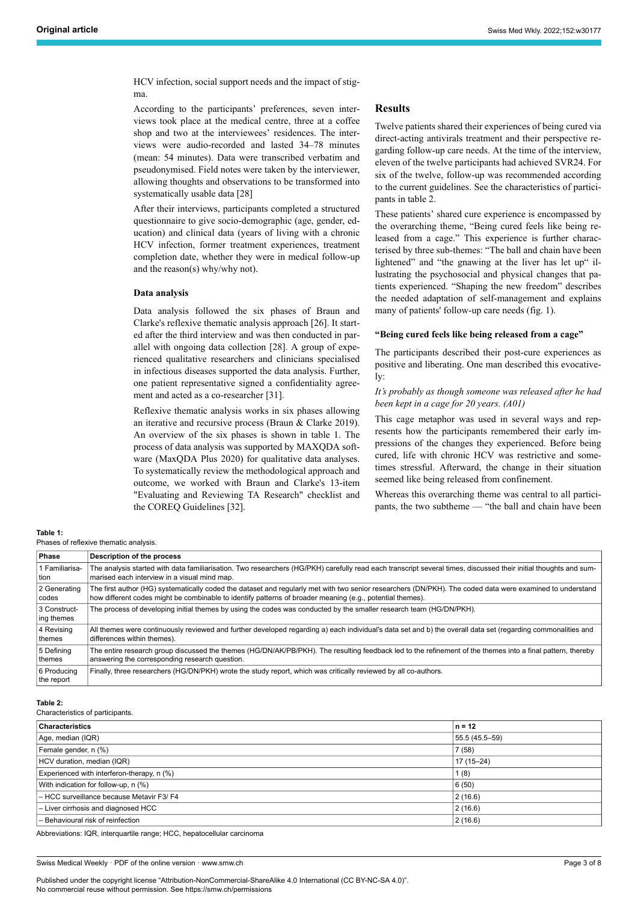HCV infection, social support needs and the impact of stigma.

According to the participants' preferences, seven interviews took place at the medical centre, three at a coffee shop and two at the interviewees' residences. The interviews were audio-recorded and lasted 34–78 minutes (mean: 54 minutes). Data were transcribed verbatim and pseudonymised. Field notes were taken by the interviewer, allowing thoughts and observations to be transformed into systematically usable data [28]

After their interviews, participants completed a structured questionnaire to give socio-demographic (age, gender, education) and clinical data (years of living with a chronic HCV infection, former treatment experiences, treatment completion date, whether they were in medical follow-up and the reason(s) why/why not).

### Data analysis

Data analysis followed the six phases of Braun and Clarke's reflexive thematic analysis approach [26]. It started after the third interview and was then conducted in parallel with ongoing data collection [28]. A group of experienced qualitative researchers and clinicians specialised in infectious diseases supported the data analysis. Further, one patient representative signed a confidentiality agreement and acted as a co-researcher [31].

Reflexive thematic analysis works in six phases allowing an iterative and recursive process (Braun & Clarke 2019). An overview of the six phases is shown in table 1. The process of data analysis was supported by MAXQDA software (MaxQDA Plus 2020) for qualitative data analyses. To systematically review the methodological approach and outcome, we worked with Braun and Clarke's 13-item "Evaluating and Reviewing TA Research" checklist and the COREQ Guidelines [32].

## Results

Twelve patients shared their experiences of being cured via direct-acting antivirals treatment and their perspective regarding follow-up care needs. At the time of the interview, eleven of the twelve participants had achieved SVR24. For six of the twelve, follow-up was recommended according to the current guidelines. See the characteristics of participants in table 2.

These patients' shared cure experience is encompassed by the overarching theme, "Being cured feels like being released from a cage." This experience is further characterised by three sub-themes: "The ball and chain have been lightened" and "the gnawing at the liver has let up" illustrating the psychosocial and physical changes that patients experienced. "Shaping the new freedom" describes the needed adaptation of self-management and explains many of patients' follow-up care needs (fig. 1).

### "Being cured feels like being released from a cage"

The participants described their post-cure experiences as positive and liberating. One man described this evocatively:

*It's probably as though someone was released after he had been kept in a cage for 20 years. (A01)*

This cage metaphor was used in several ways and represents how the participants remembered their early impressions of the changes they experienced. Before being cured, life with chronic HCV was restrictive and sometimes stressful. Afterward, the change in their situation seemed like being released from confinement.

Whereas this overarching theme was central to all participants, the two subtheme — "the ball and chain have been

**Table 1:**
Phases of reflexive thematic analysis.

| Phase | Description of the process |
|---|---|
| 1 Familiarisation | The analysis started with data familiarisation. Two researchers (HG/PKH) carefully read each transcript several times, discussed their initial thoughts and summarised each interview in a visual mind map. |
| 2 Generating codes | The first author (HG) systematically coded the dataset and regularly met with two senior researchers (DN/PKH). The coded data were examined to understand how different codes might be combinable to identify patterns of broader meaning (e.g., potential themes). |
| 3 Constructing themes | The process of developing initial themes by using the codes was conducted by the smaller research team (HG/DN/PKH). |
| 4 Revising themes | All themes were continuously reviewed and further developed regarding a) each individual's data set and b) the overall data set (regarding commonalities and differences within themes). |
| 5 Defining themes | The entire research group discussed the themes (HG/DN/AK/PB/PKH). The resulting feedback led to the refinement of the themes into a final pattern, thereby answering the corresponding research question. |
| 6 Producing the report | Finally, three researchers (HG/DN/PKH) wrote the study report, which was critically reviewed by all co-authors. |

**Table 2:**
Characteristics of participants.

| Characteristics | n = 12 |
|---|---|
| Age, median (IQR) | 55.5 (45.5–59) |
| Female gender, n (%) | 7 (58) |
| HCV duration, median (IQR) | 17 (15–24) |
| Experienced with interferon-therapy, n (%) | 1 (8) |
| With indication for follow-up, n (%) | 6 (50) |
| – HCC surveillance because Metavir F3/ F4 | 2 (16.6) |
| – Liver cirrhosis and diagnosed HCC | 2 (16.6) |
| – Behavioural risk of reinfection | 2 (16.6) |

Abbreviations: IQR, interquartile range; HCC, hepatocellular carcinoma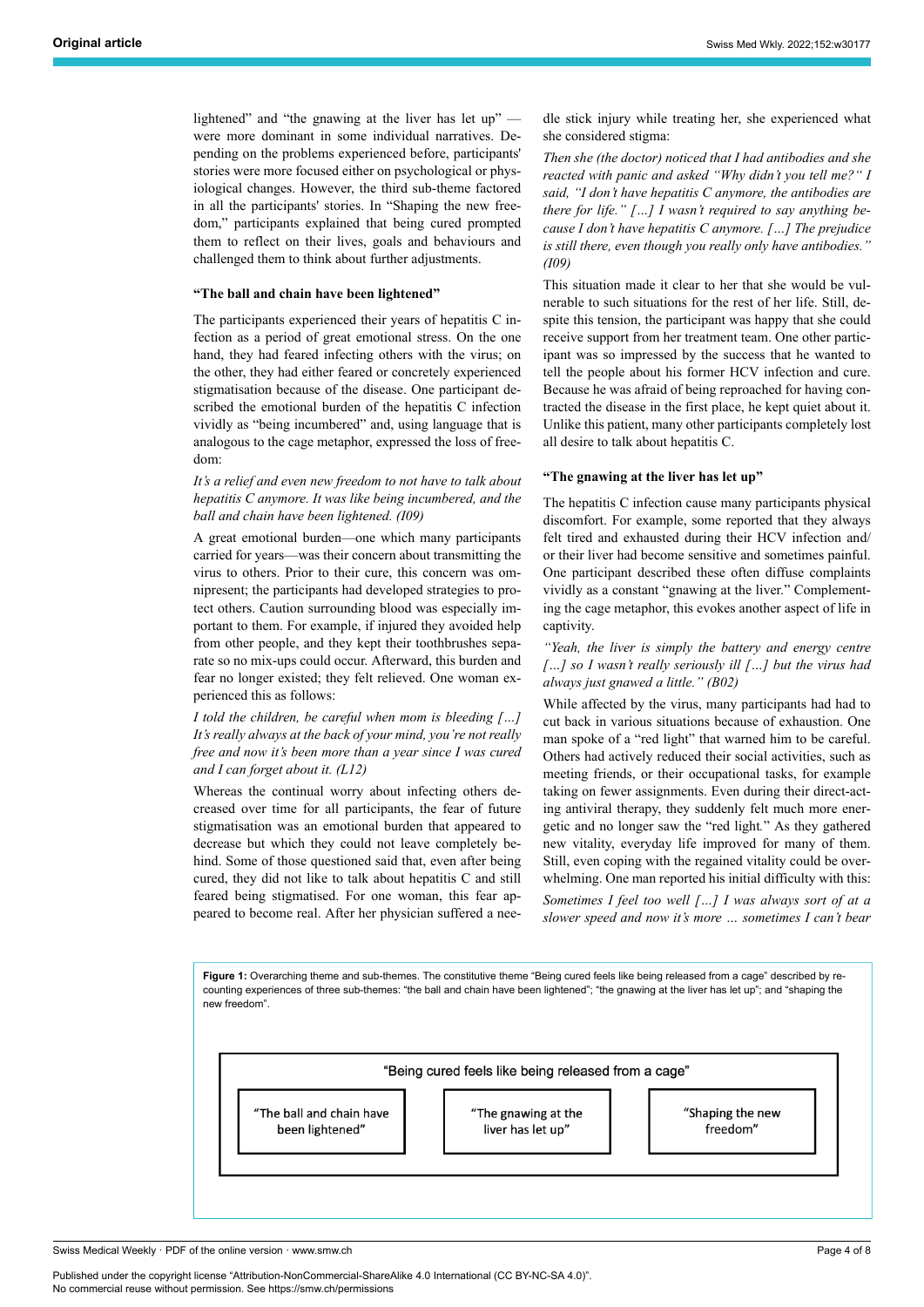lightened" and "the gnawing at the liver has let up" — were more dominant in some individual narratives. Depending on the problems experienced before, participants' stories were more focused either on psychological or physiological changes. However, the third sub-theme factored in all the participants' stories. In "Shaping the new freedom," participants explained that being cured prompted them to reflect on their lives, goals and behaviours and challenged them to think about further adjustments.

### "The ball and chain have been lightened"

The participants experienced their years of hepatitis C infection as a period of great emotional stress. On the one hand, they had feared infecting others with the virus; on the other, they had either feared or concretely experienced stigmatisation because of the disease. One participant described the emotional burden of the hepatitis C infection vividly as "being incumbered" and, using language that is analogous to the cage metaphor, expressed the loss of freedom:

*It's a relief and even new freedom to not have to talk about hepatitis C anymore. It was like being incumbered, and the ball and chain have been lightened. (I09)*

A great emotional burden—one which many participants carried for years—was their concern about transmitting the virus to others. Prior to their cure, this concern was omnipresent; the participants had developed strategies to protect others. Caution surrounding blood was especially important to them. For example, if injured they avoided help from other people, and they kept their toothbrushes separate so no mix-ups could occur. Afterward, this burden and fear no longer existed; they felt relieved. One woman experienced this as follows:

*I told the children, be careful when mom is bleeding […] It's really always at the back of your mind, you're not really free and now it's been more than a year since I was cured and I can forget about it. (L12)*

Whereas the continual worry about infecting others decreased over time for all participants, the fear of future stigmatisation was an emotional burden that appeared to decrease but which they could not leave completely behind. Some of those questioned said that, even after being cured, they did not like to talk about hepatitis C and still feared being stigmatised. For one woman, this fear appeared to become real. After her physician suffered a needle stick injury while treating her, she experienced what she considered stigma:

*Then she (the doctor) noticed that I had antibodies and she reacted with panic and asked "Why didn't you tell me?" I said, "I don't have hepatitis C anymore, the antibodies are there for life." […] I wasn't required to say anything because I don't have hepatitis C anymore. […] The prejudice is still there, even though you really only have antibodies." (I09)*

This situation made it clear to her that she would be vulnerable to such situations for the rest of her life. Still, despite this tension, the participant was happy that she could receive support from her treatment team. One other participant was so impressed by the success that he wanted to tell the people about his former HCV infection and cure. Because he was afraid of being reproached for having contracted the disease in the first place, he kept quiet about it. Unlike this patient, many other participants completely lost all desire to talk about hepatitis C.

### "The gnawing at the liver has let up"

The hepatitis C infection cause many participants physical discomfort. For example, some reported that they always felt tired and exhausted during their HCV infection and/or their liver had become sensitive and sometimes painful. One participant described these often diffuse complaints vividly as a constant "gnawing at the liver." Complementing the cage metaphor, this evokes another aspect of life in captivity.

*"Yeah, the liver is simply the battery and energy centre […] so I wasn't really seriously ill […] but the virus had always just gnawed a little." (B02)*

While affected by the virus, many participants had had to cut back in various situations because of exhaustion. One man spoke of a "red light" that warned him to be careful. Others had actively reduced their social activities, such as meeting friends, or their occupational tasks, for example taking on fewer assignments. Even during their direct-acting antiviral therapy, they suddenly felt much more energetic and no longer saw the "red light." As they gathered new vitality, everyday life improved for many of them. Still, even coping with the regained vitality could be overwhelming. One man reported his initial difficulty with this:

*Sometimes I feel too well […] I was always sort of at a slower speed and now it's more … sometimes I can't bear*

**Figure 1:** Overarching theme and sub-themes. The constitutive theme "Being cured feels like being released from a cage" described by recounting experiences of three sub-themes: "the ball and chain have been lightened"; "the gnawing at the liver has let up"; and "shaping the new freedom".

"Being cured feels like being released from a cage"

"The ball and chain have been lightened" | "The gnawing at the liver has let up" | "Shaping the new freedom"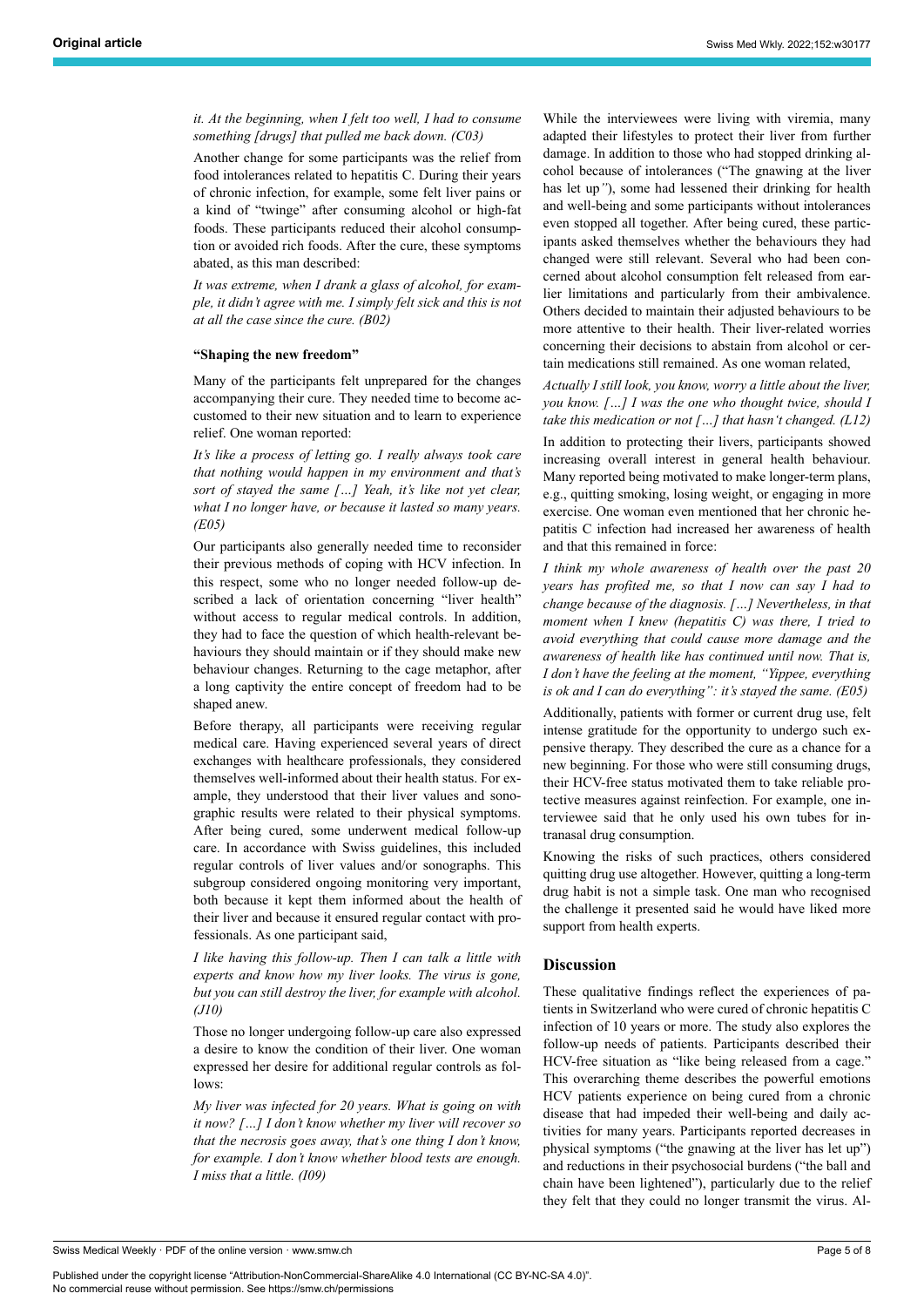*it. At the beginning, when I felt too well, I had to consume something [drugs] that pulled me back down. (C03)*

Another change for some participants was the relief from food intolerances related to hepatitis C. During their years of chronic infection, for example, some felt liver pains or a kind of "twinge" after consuming alcohol or high-fat foods. These participants reduced their alcohol consumption or avoided rich foods. After the cure, these symptoms abated, as this man described:

*It was extreme, when I drank a glass of alcohol, for example, it didn't agree with me. I simply felt sick and this is not at all the case since the cure. (B02)*

#### "Shaping the new freedom"

Many of the participants felt unprepared for the changes accompanying their cure. They needed time to become accustomed to their new situation and to learn to experience relief. One woman reported:

*It's like a process of letting go. I really always took care that nothing would happen in my environment and that's sort of stayed the same […] Yeah, it's like not yet clear, what I no longer have, or because it lasted so many years. (E05)*

Our participants also generally needed time to reconsider their previous methods of coping with HCV infection. In this respect, some who no longer needed follow-up described a lack of orientation concerning "liver health" without access to regular medical controls. In addition, they had to face the question of which health-relevant behaviours they should maintain or if they should make new behaviour changes. Returning to the cage metaphor, after a long captivity the entire concept of freedom had to be shaped anew.

Before therapy, all participants were receiving regular medical care. Having experienced several years of direct exchanges with healthcare professionals, they considered themselves well-informed about their health status. For example, they understood that their liver values and sonographic results were related to their physical symptoms. After being cured, some underwent medical follow-up care. In accordance with Swiss guidelines, this included regular controls of liver values and/or sonographs. This subgroup considered ongoing monitoring very important, both because it kept them informed about the health of their liver and because it ensured regular contact with professionals. As one participant said,

*I like having this follow-up. Then I can talk a little with experts and know how my liver looks. The virus is gone, but you can still destroy the liver, for example with alcohol. (J10)*

Those no longer undergoing follow-up care also expressed a desire to know the condition of their liver. One woman expressed her desire for additional regular controls as follows:

*My liver was infected for 20 years. What is going on with it now? […] I don't know whether my liver will recover so that the necrosis goes away, that's one thing I don't know, for example. I don't know whether blood tests are enough. I miss that a little. (I09)*

While the interviewees were living with viremia, many adapted their lifestyles to protect their liver from further damage. In addition to those who had stopped drinking alcohol because of intolerances ("The gnawing at the liver has let up"), some had lessened their drinking for health and well-being and some participants without intolerances even stopped all together. After being cured, these participants asked themselves whether the behaviours they had changed were still relevant. Several who had been concerned about alcohol consumption felt released from earlier limitations and particularly from their ambivalence. Others decided to maintain their adjusted behaviours to be more attentive to their health. Their liver-related worries concerning their decisions to abstain from alcohol or certain medications still remained. As one woman related,

*Actually I still look, you know, worry a little about the liver, you know. […] I was the one who thought twice, should I take this medication or not […] that hasn't changed. (L12)*

In addition to protecting their livers, participants showed increasing overall interest in general health behaviour. Many reported being motivated to make longer-term plans, e.g., quitting smoking, losing weight, or engaging in more exercise. One woman even mentioned that her chronic hepatitis C infection had increased her awareness of health and that this remained in force:

*I think my whole awareness of health over the past 20 years has profited me, so that I now can say I had to change because of the diagnosis. […] Nevertheless, in that moment when I knew (hepatitis C) was there, I tried to avoid everything that could cause more damage and the awareness of health like has continued until now. That is, I don't have the feeling at the moment, "Yippee, everything is ok and I can do everything": it's stayed the same. (E05)*

Additionally, patients with former or current drug use, felt intense gratitude for the opportunity to undergo such expensive therapy. They described the cure as a chance for a new beginning. For those who were still consuming drugs, their HCV-free status motivated them to take reliable protective measures against reinfection. For example, one interviewee said that he only used his own tubes for intranasal drug consumption.

Knowing the risks of such practices, others considered quitting drug use altogether. However, quitting a long-term drug habit is not a simple task. One man who recognised the challenge it presented said he would have liked more support from health experts.

## Discussion

These qualitative findings reflect the experiences of patients in Switzerland who were cured of chronic hepatitis C infection of 10 years or more. The study also explores the follow-up needs of patients. Participants described their HCV-free situation as "like being released from a cage." This overarching theme describes the powerful emotions HCV patients experience on being cured from a chronic disease that had impeded their well-being and daily activities for many years. Participants reported decreases in physical symptoms ("the gnawing at the liver has let up") and reductions in their psychosocial burdens ("the ball and chain have been lightened"), particularly due to the relief they felt that they could no longer transmit the virus. Al-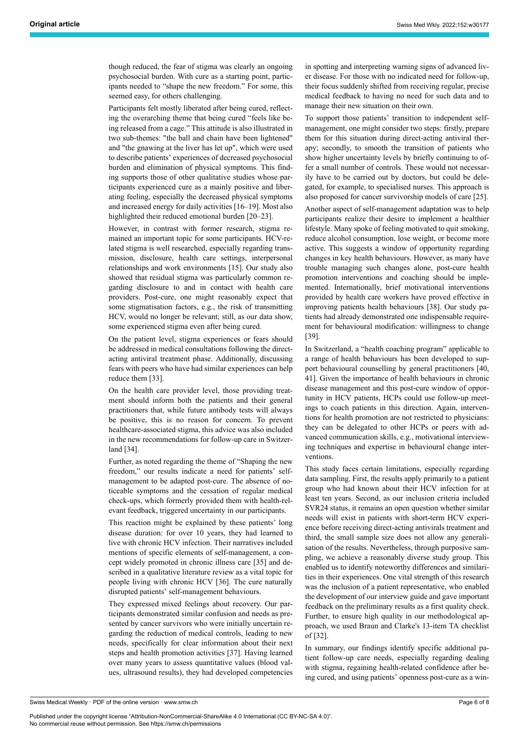though reduced, the fear of stigma was clearly an ongoing psychosocial burden. With cure as a starting point, participants needed to "shape the new freedom." For some, this seemed easy, for others challenging.

Participants felt mostly liberated after being cured, reflecting the overarching theme that being cured "feels like being released from a cage." This attitude is also illustrated in two sub-themes: "the ball and chain have been lightened" and "the gnawing at the liver has let up", which were used to describe patients' experiences of decreased psychosocial burden and elimination of physical symptoms. This finding supports those of other qualitative studies whose participants experienced cure as a mainly positive and liberating feeling, especially the decreased physical symptoms and increased energy for daily activities [16–19]. Most also highlighted their reduced emotional burden [20–23].

However, in contrast with former research, stigma remained an important topic for some participants. HCV-related stigma is well researched, especially regarding transmission, disclosure, health care settings, interpersonal relationships and work environments [15]. Our study also showed that residual stigma was particularly common regarding disclosure to and in contact with health care providers. Post-cure, one might reasonably expect that some stigmatisation factors, e.g., the risk of transmitting HCV, would no longer be relevant; still, as our data show, some experienced stigma even after being cured.

On the patient level, stigma experiences or fears should be addressed in medical consultations following the direct-acting antiviral treatment phase. Additionally, discussing fears with peers who have had similar experiences can help reduce them [33].

On the health care provider level, those providing treatment should inform both the patients and their general practitioners that, while future antibody tests will always be positive, this is no reason for concern. To prevent healthcare-associated stigma, this advice was also included in the new recommendations for follow-up care in Switzerland [34].

Further, as noted regarding the theme of "Shaping the new freedom," our results indicate a need for patients' self-management to be adapted post-cure. The absence of noticeable symptoms and the cessation of regular medical check-ups, which formerly provided them with health-relevant feedback, triggered uncertainty in our participants.

This reaction might be explained by these patients' long disease duration: for over 10 years, they had learned to live with chronic HCV infection. Their narratives included mentions of specific elements of self-management, a concept widely promoted in chronic illness care [35] and described in a qualitative literature review as a vital topic for people living with chronic HCV [36]. The cure naturally disrupted patients' self-management behaviours.

They expressed mixed feelings about recovery. Our participants demonstrated similar confusion and needs as presented by cancer survivors who were initially uncertain regarding the reduction of medical controls, leading to new needs, specifically for clear information about their next steps and health promotion activities [37]. Having learned over many years to assess quantitative values (blood values, ultrasound results), they had developed competencies in spotting and interpreting warning signs of advanced liver disease. For those with no indicated need for follow-up, their focus suddenly shifted from receiving regular, precise medical feedback to having no need for such data and to manage their new situation on their own.

To support those patients' transition to independent self-management, one might consider two steps: firstly, prepare them for this situation during direct-acting antiviral therapy; secondly, to smooth the transition of patients who show higher uncertainty levels by briefly continuing to offer a small number of controls. These would not necessarily have to be carried out by doctors, but could be delegated, for example, to specialised nurses. This approach is also proposed for cancer survivorship models of care [25].

Another aspect of self-management adaptation was to help participants realize their desire to implement a healthier lifestyle. Many spoke of feeling motivated to quit smoking, reduce alcohol consumption, lose weight, or become more active. This suggests a window of opportunity regarding changes in key health behaviours. However, as many have trouble managing such changes alone, post-cure health promotion interventions and coaching should be implemented. Internationally, brief motivational interventions provided by health care workers have proved effective in improving patients health behaviours [38]. Our study patients had already demonstrated one indispensable requirement for behavioural modification: willingness to change [39].

In Switzerland, a "health coaching program" applicable to a range of health behaviours has been developed to support behavioural counselling by general practitioners [40, 41]. Given the importance of health behaviours in chronic disease management and this post-cure window of opportunity in HCV patients, HCPs could use follow-up meetings to coach patients in this direction. Again, interventions for health promotion are not restricted to physicians: they can be delegated to other HCPs or peers with advanced communication skills, e.g., motivational interviewing techniques and expertise in behavioural change interventions.

This study faces certain limitations, especially regarding data sampling. First, the results apply primarily to a patient group who had known about their HCV infection for at least ten years. Second, as our inclusion criteria included SVR24 status, it remains an open question whether similar needs will exist in patients with short-term HCV experience before receiving direct-acting antivirals treatment and third, the small sample size does not allow any generalisation of the results. Nevertheless, through purposive sampling, we achieve a reasonably diverse study group. This enabled us to identify noteworthy differences and similarities in their experiences. One vital strength of this research was the inclusion of a patient representative, who enabled the development of our interview guide and gave important feedback on the preliminary results as a first quality check. Further, to ensure high quality in our methodological approach, we used Braun and Clarke's 13-item TA checklist of [32].

In summary, our findings identify specific additional patient follow-up care needs, especially regarding dealing with stigma, regaining health-related confidence after being cured, and using patients' openness post-cure as a win-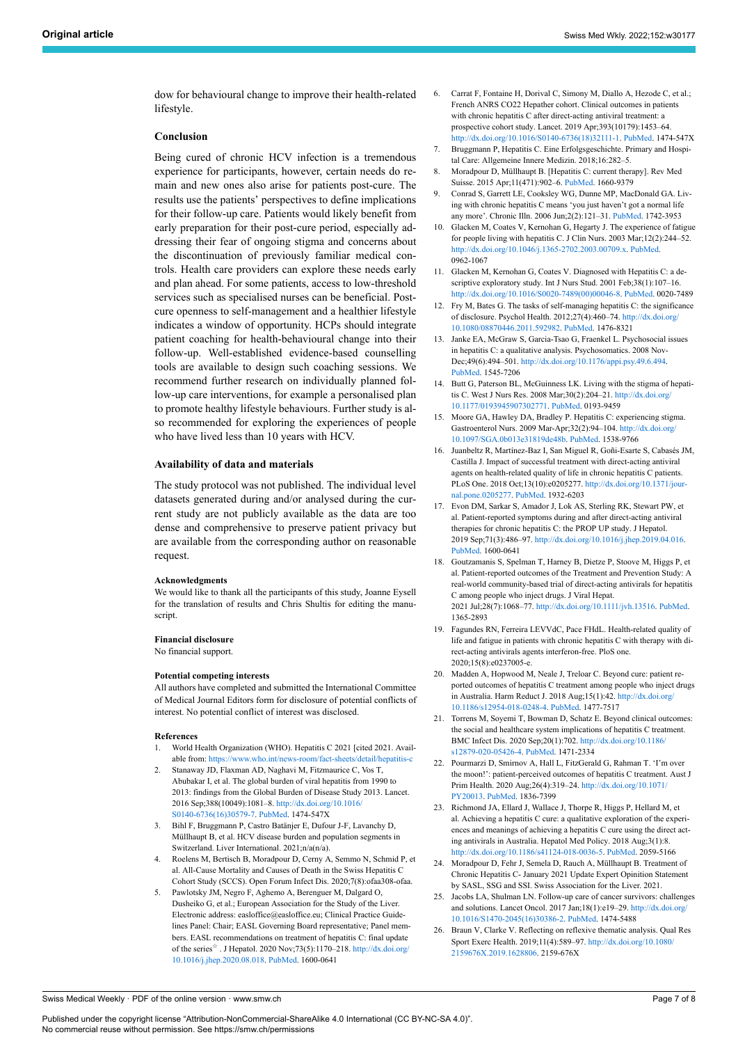dow for behavioural change to improve their health-related lifestyle.

### Conclusion

Being cured of chronic HCV infection is a tremendous experience for participants, however, certain needs do remain and new ones also arise for patients post-cure. The results use the patients' perspectives to define implications for their follow-up care. Patients would likely benefit from early preparation for their post-cure period, especially addressing their fear of ongoing stigma and concerns about the discontinuation of previously familiar medical controls. Health care providers can explore these needs early and plan ahead. For some patients, access to low-threshold services such as specialised nurses can be beneficial. Post-cure openness to self-management and a healthier lifestyle indicates a window of opportunity. HCPs should integrate patient coaching for health-behavioural change into their follow-up. Well-established evidence-based counselling tools are available to design such coaching sessions. We recommend further research on individually planned follow-up care interventions, for example a personalised plan to promote healthy lifestyle behaviours. Further study is also recommended for exploring the experiences of people who have lived less than 10 years with HCV.

### Availability of data and materials

The study protocol was not published. The individual level datasets generated during and/or analysed during the current study are not publicly available as the data are too dense and comprehensive to preserve patient privacy but are available from the corresponding author on reasonable request.

#### Acknowledgments

We would like to thank all the participants of this study, Joanne Eysell for the translation of results and Chris Shultis for editing the manuscript.

#### Financial disclosure

No financial support.

#### Potential competing interests

All authors have completed and submitted the International Committee of Medical Journal Editors form for disclosure of potential conflicts of interest. No potential conflict of interest was disclosed.

#### References

1. World Health Organization (WHO). Hepatitis C 2021 [cited 2021. Available from: https://www.who.int/news-room/fact-sheets/detail/hepatitis-c
2. Stanaway JD, Flaxman AD, Naghavi M, Fitzmaurice C, Vos T, Abubakar I, et al. The global burden of viral hepatitis from 1990 to 2013: findings from the Global Burden of Disease Study 2013. Lancet. 2016 Sep;388(10049):1081–8. http://dx.doi.org/10.1016/S0140-6736(16)30579-7. PubMed. 1474-547X
3. Bihl F, Bruggmann P, Castro Batänjer E, Dufour J-F, Lavanchy D, Müllhaupt B, et al. HCV disease burden and population segments in Switzerland. Liver International. 2021;n/a(n/a).
4. Roelens M, Bertisch B, Moradpour D, Cerny A, Semmo N, Schmid P, et al. All-Cause Mortality and Causes of Death in the Swiss Hepatitis C Cohort Study (SCCS). Open Forum Infect Dis. 2020;7(8):ofaa308-ofaa.
5. Pawlotsky JM, Negro F, Aghemo A, Berenguer M, Dalgard O, Dusheiko G, et al.; European Association for the Study of the Liver. Electronic address: easloffice@easloffice.eu; Clinical Practice Guidelines Panel: Chair; EASL Governing Board representative; Panel members. EASL recommendations on treatment of hepatitis C: final update of the series☆ . J Hepatol. 2020 Nov;73(5):1170–218. http://dx.doi.org/10.1016/j.jhep.2020.08.018. PubMed. 1600-0641
6. Carrat F, Fontaine H, Dorival C, Simony M, Diallo A, Hezode C, et al.; French ANRS CO22 Hepather cohort. Clinical outcomes in patients with chronic hepatitis C after direct-acting antiviral treatment: a prospective cohort study. Lancet. 2019 Apr;393(10179):1453–64. http://dx.doi.org/10.1016/S0140-6736(18)32111-1. PubMed. 1474-547X
7. Bruggmann P, Hepatitis C. Eine Erfolgsgeschichte. Primary and Hospital Care: Allgemeine Innere Medizin. 2018;16:282–5.
8. Moradpour D, Müllhaupt B. [Hepatitis C: current therapy]. Rev Med Suisse. 2015 Apr;11(471):902–6. PubMed. 1660-9379
9. Conrad S, Garrett LE, Cooksley WG, Dunne MP, MacDonald GA. Living with chronic hepatitis C means 'you just haven't got a normal life any more'. Chronic Illn. 2006 Jun;2(2):121–31. PubMed. 1742-3953
10. Glacken M, Coates V, Kernohan G, Hegarty J. The experience of fatigue for people living with hepatitis C. J Clin Nurs. 2003 Mar;12(2):244–52. http://dx.doi.org/10.1046/j.1365-2702.2003.00709.x. PubMed. 0962-1067
11. Glacken M, Kernohan G, Coates V. Diagnosed with Hepatitis C: a descriptive exploratory study. Int J Nurs Stud. 2001 Feb;38(1):107–16. http://dx.doi.org/10.1016/S0020-7489(00)00046-8. PubMed. 0020-7489
12. Fry M, Bates G. The tasks of self-managing hepatitis C: the significance of disclosure. Psychol Health. 2012;27(4):460–74. http://dx.doi.org/10.1080/08870446.2011.592982. PubMed. 1476-8321
13. Janke EA, McGraw S, Garcia-Tsao G, Fraenkel L. Psychosocial issues in hepatitis C: a qualitative analysis. Psychosomatics. 2008 Nov-Dec;49(6):494–501. http://dx.doi.org/10.1176/appi.psy.49.6.494. PubMed. 1545-7206
14. Butt G, Paterson BL, McGuinness LK. Living with the stigma of hepatitis C. West J Nurs Res. 2008 Mar;30(2):204–21. http://dx.doi.org/10.1177/0193945907302771. PubMed. 0193-9459
15. Moore GA, Hawley DA, Bradley P. Hepatitis C: experiencing stigma. Gastroenterol Nurs. 2009 Mar-Apr;32(2):94–104. http://dx.doi.org/10.1097/SGA.0b013e31819de48b. PubMed. 1538-9766
16. Juanbeltz R, Martínez-Baz I, San Miguel R, Goñi-Esarte S, Cabasés JM, Castilla J. Impact of successful treatment with direct-acting antiviral agents on health-related quality of life in chronic hepatitis C patients. PLoS One. 2018 Oct;13(10):e0205277. http://dx.doi.org/10.1371/journal.pone.0205277. PubMed. 1932-6203
17. Evon DM, Sarkar S, Amador J, Lok AS, Sterling RK, Stewart PW, et al. Patient-reported symptoms during and after direct-acting antiviral therapies for chronic hepatitis C: The PROP UP study. J Hepatol. 2019 Sep;71(3):486–97. http://dx.doi.org/10.1016/j.jhep.2019.04.016. PubMed. 1600-0641
18. Goutzamanis S, Spelman T, Harney B, Dietze P, Stoove M, Higgs P, et al. Patient-reported outcomes of the Treatment and Prevention Study: A real-world community-based trial of direct-acting antivirals for hepatitis C among people who inject drugs. J Viral Hepat. 2021 Jul;28(7):1068–77. http://dx.doi.org/10.1111/jvh.13516. PubMed. 1365-2893
19. Fagundes RN, Ferreira LEVVdC, Pace FHdL. Health-related quality of life and fatigue in patients with chronic hepatitis C with therapy with direct-acting antivirals agents interferon-free. PloS one. 2020;15(8):e0237005-e.
20. Madden A, Hopwood M, Neale J, Treloar C. Beyond cure: patient reported outcomes of hepatitis C treatment among people who inject drugs in Australia. Harm Reduct J. 2018 Aug;15(1):42. http://dx.doi.org/10.1186/s12954-018-0248-4. PubMed. 1477-7517
21. Torrens M, Soyemi T, Bowman D, Schatz E. Beyond clinical outcomes: the social and healthcare system implications of hepatitis C treatment. BMC Infect Dis. 2020 Sep;20(1):702. http://dx.doi.org/10.1186/s12879-020-05426-4. PubMed. 1471-2334
22. Pourmarzi D, Smirnov A, Hall L, FitzGerald G, Rahman T. 'I'm over the moon!': patient-perceived outcomes of hepatitis C treatment. Aust J Prim Health. 2020 Aug;26(4):319–24. http://dx.doi.org/10.1071/PY20013. PubMed. 1836-7399
23. Richmond JA, Ellard J, Wallace J, Thorpe R, Higgs P, Hellard M, et al. Achieving a hepatitis C cure: a qualitative exploration of the experiences and meanings of achieving a hepatitis C cure using the direct acting antivirals in Australia. Hepatol Med Policy. 2018 Aug;3(1):8. http://dx.doi.org/10.1186/s41124-018-0036-5. PubMed. 2059-5166
24. Moradpour D, Fehr J, Semela D, Rauch A, Müllhaupt B. Treatment of Chronic Hepatitis C- January 2021 Update Expert Opinion Statement by SASL, SSG and SSI. Swiss Association for the Liver. 2021.
25. Jacobs LA, Shulman LN. Follow-up care of cancer survivors: challenges and solutions. Lancet Oncol. 2017 Jan;18(1):e19–29. http://dx.doi.org/10.1016/S1470-2045(16)30386-2. PubMed. 1474-5488
26. Braun V, Clarke V. Reflecting on reflexive thematic analysis. Qual Res Sport Exerc Health. 2019;11(4):589–97. http://dx.doi.org/10.1080/2159676X.2019.1628806. 2159-676X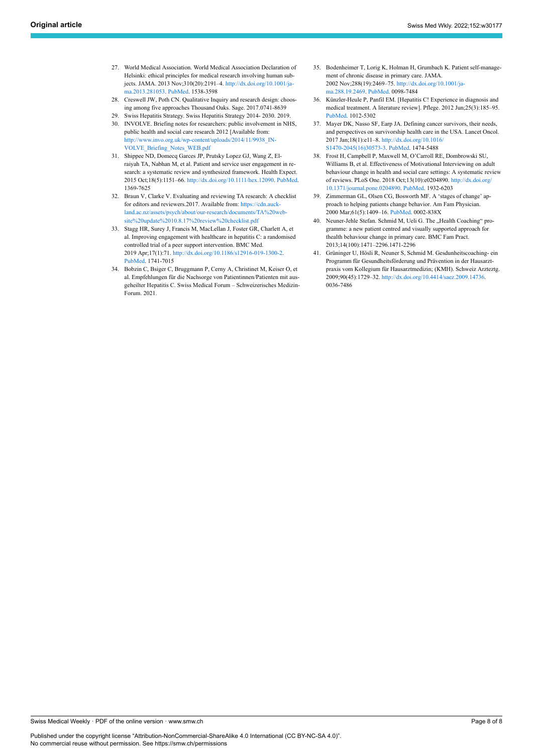27. World Medical Association. World Medical Association Declaration of Helsinki: ethical principles for medical research involving human subjects. JAMA. 2013 Nov;310(20):2191–4. http://dx.doi.org/10.1001/jama.2013.281053. PubMed. 1538-3598
28. Creswell JW, Poth CN. Qualitative Inquiry and research design: choosing among five approaches Thousand Oaks. Sage. 2017.0741-8639
29. Swiss Hepatitis Strategy. Swiss Hepatitis Strategy 2014- 2030. 2019.
30. INVOLVE. Briefing notes for researchers: public involvement in NHS, public health and social care research 2012 [Available from: http://www.invo.org.uk/wp-content/uploads/2014/11/9938_INVOLVE_Briefing_Notes_WEB.pdf
31. Shippee ND, Domecq Garces JP, Prutsky Lopez GJ, Wang Z, Elraiyah TA, Nabhan M, et al. Patient and service user engagement in research: a systematic review and synthesized framework. Health Expect. 2015 Oct;18(5):1151–66. http://dx.doi.org/10.1111/hex.12090. PubMed. 1369-7625
32. Braun V, Clarke V. Evaluating and reviewing TA research: A checklist for editors and reviewers.2017. Available from: https://cdn.auckland.ac.nz/assets/psych/about/our-research/documents/TA%20website%20update%2010.8.17%20review%20checklist.pdf
33. Stagg HR, Surey J, Francis M, MacLellan J, Foster GR, Charlett A, et al. Improving engagement with healthcare in hepatitis C: a randomised controlled trial of a peer support intervention. BMC Med. 2019 Apr;17(1):71. http://dx.doi.org/10.1186/s12916-019-1300-2. PubMed. 1741-7015
34. Bobzin C, Bsiger C, Bruggmann P, Cerny A, Christinet M, Keiser O, et al. Empfehlungen für die Nachsorge von Patientinnen/Patienten mit ausgeheilter Hepatitis C. Swiss Medical Forum – Schweizerisches Medizin-Forum. 2021.
35. Bodenheimer T, Lorig K, Holman H, Grumbach K. Patient self-management of chronic disease in primary care. JAMA. 2002 Nov;288(19):2469–75. http://dx.doi.org/10.1001/jama.288.19.2469. PubMed. 0098-7484
36. Künzler-Heule P, Panfil EM. [Hepatitis C! Experience in diagnosis and medical treatment. A literature review]. Pflege. 2012 Jun;25(3):185–95. PubMed. 1012-5302
37. Mayer DK, Nasso SF, Earp JA. Defining cancer survivors, their needs, and perspectives on survivorship health care in the USA. Lancet Oncol. 2017 Jan;18(1):e11–8. http://dx.doi.org/10.1016/S1470-2045(16)30573-3. PubMed. 1474-5488
38. Frost H, Campbell P, Maxwell M, O'Carroll RE, Dombrowski SU, Williams B, et al. Effectiveness of Motivational Interviewing on adult behaviour change in health and social care settings: A systematic review of reviews. PLoS One. 2018 Oct;13(10):e0204890. http://dx.doi.org/10.1371/journal.pone.0204890. PubMed. 1932-6203
39. Zimmerman GL, Olsen CG, Bosworth MF. A 'stages of change' approach to helping patients change behavior. Am Fam Physician. 2000 Mar;61(5):1409–16. PubMed. 0002-838X
40. Neuner-Jehle Stefan. Schmid M, Ueli G. The „Health Coaching" programme: a new patient centred and visually supported approach for thealth behaviour change in primary care. BMC Fam Pract. 2013;14(100):1471–2296.1471-2296
41. Grüninger U, Hösli R, Neuner S, Schmid M. Gesdunheitscoaching- ein Programm für Gesundheitsförderung und Prävention in der Hausarztpraxis vom Kollegium für Hausarztmedizin; (KMH). Schweiz Arzteztg. 2009;90(45):1729–32. http://dx.doi.org/10.4414/saez.2009.14736. 0036-7486

Published under the copyright license "Attribution-NonCommercial-ShareAlike 4.0 International (CC BY-NC-SA 4.0)". No commercial reuse without permission. See https://smw.ch/permissions